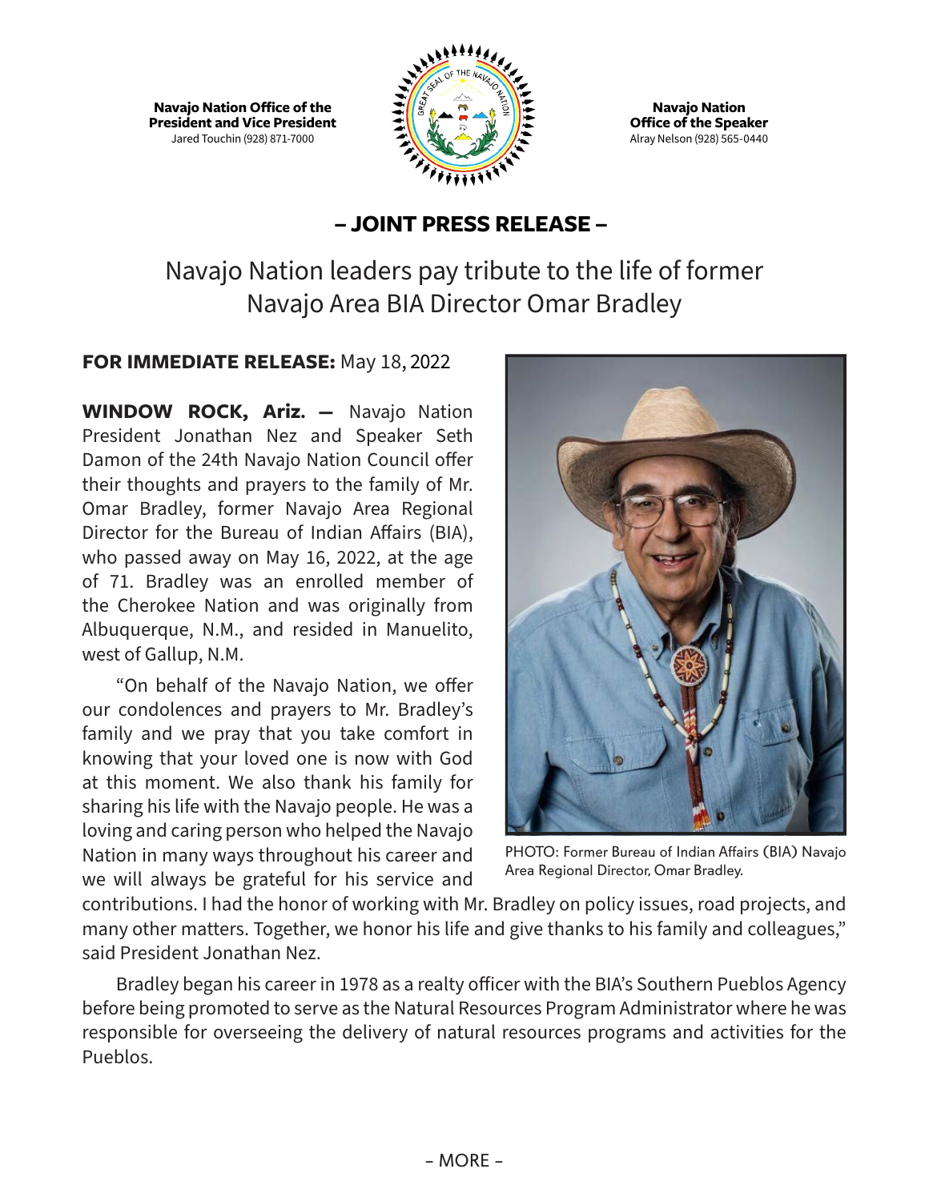**Navajo Nation Office of the President and Vice President**
Jared Touchin (928) 871-7000

**Navajo Nation Office of the Speaker**
Alray Nelson (928) 565-0440

## – JOINT PRESS RELEASE –

# Navajo Nation leaders pay tribute to the life of former Navajo Area BIA Director Omar Bradley

**FOR IMMEDIATE RELEASE:** May 18, 2022

**WINDOW ROCK, Ariz. —** Navajo Nation President Jonathan Nez and Speaker Seth Damon of the 24th Navajo Nation Council offer their thoughts and prayers to the family of Mr. Omar Bradley, former Navajo Area Regional Director for the Bureau of Indian Affairs (BIA), who passed away on May 16, 2022, at the age of 71. Bradley was an enrolled member of the Cherokee Nation and was originally from Albuquerque, N.M., and resided in Manuelito, west of Gallup, N.M.

PHOTO: Former Bureau of Indian Affairs (BIA) Navajo Area Regional Director, Omar Bradley.

"On behalf of the Navajo Nation, we offer our condolences and prayers to Mr. Bradley's family and we pray that you take comfort in knowing that your loved one is now with God at this moment. We also thank his family for sharing his life with the Navajo people. He was a loving and caring person who helped the Navajo Nation in many ways throughout his career and we will always be grateful for his service and contributions. I had the honor of working with Mr. Bradley on policy issues, road projects, and many other matters. Together, we honor his life and give thanks to his family and colleagues," said President Jonathan Nez.

Bradley began his career in 1978 as a realty officer with the BIA's Southern Pueblos Agency before being promoted to serve as the Natural Resources Program Administrator where he was responsible for overseeing the delivery of natural resources programs and activities for the Pueblos.

- MORE -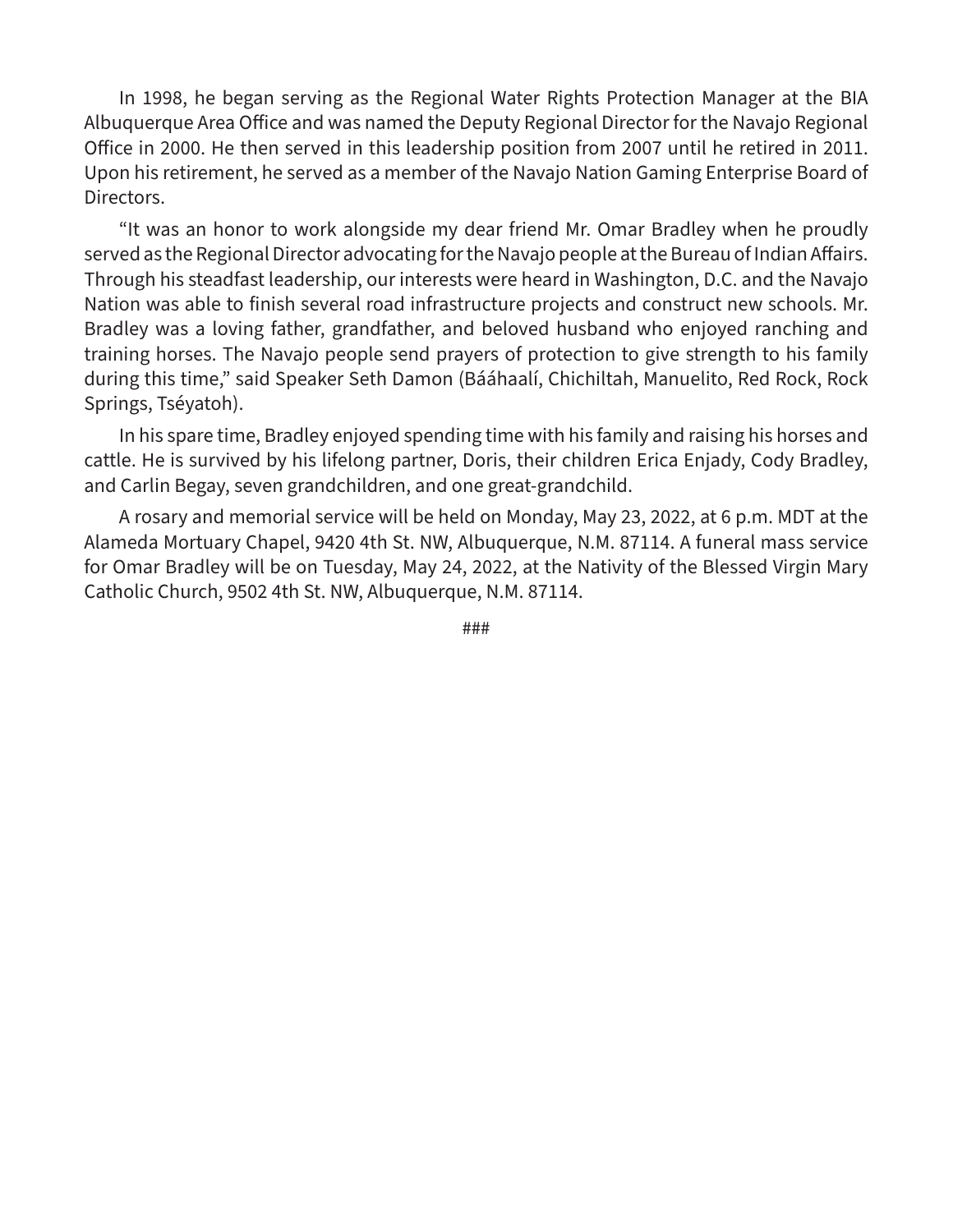In 1998, he began serving as the Regional Water Rights Protection Manager at the BIA Albuquerque Area Office and was named the Deputy Regional Director for the Navajo Regional Office in 2000. He then served in this leadership position from 2007 until he retired in 2011. Upon his retirement, he served as a member of the Navajo Nation Gaming Enterprise Board of Directors.

"It was an honor to work alongside my dear friend Mr. Omar Bradley when he proudly served as the Regional Director advocating for the Navajo people at the Bureau of Indian Affairs. Through his steadfast leadership, our interests were heard in Washington, D.C. and the Navajo Nation was able to finish several road infrastructure projects and construct new schools. Mr. Bradley was a loving father, grandfather, and beloved husband who enjoyed ranching and training horses. The Navajo people send prayers of protection to give strength to his family during this time," said Speaker Seth Damon (Bááhaalí, Chichiltah, Manuelito, Red Rock, Rock Springs, Tséyatoh).

In his spare time, Bradley enjoyed spending time with his family and raising his horses and cattle. He is survived by his lifelong partner, Doris, their children Erica Enjady, Cody Bradley, and Carlin Begay, seven grandchildren, and one great-grandchild.

A rosary and memorial service will be held on Monday, May 23, 2022, at 6 p.m. MDT at the Alameda Mortuary Chapel, 9420 4th St. NW, Albuquerque, N.M. 87114. A funeral mass service for Omar Bradley will be on Tuesday, May 24, 2022, at the Nativity of the Blessed Virgin Mary Catholic Church, 9502 4th St. NW, Albuquerque, N.M. 87114.

###